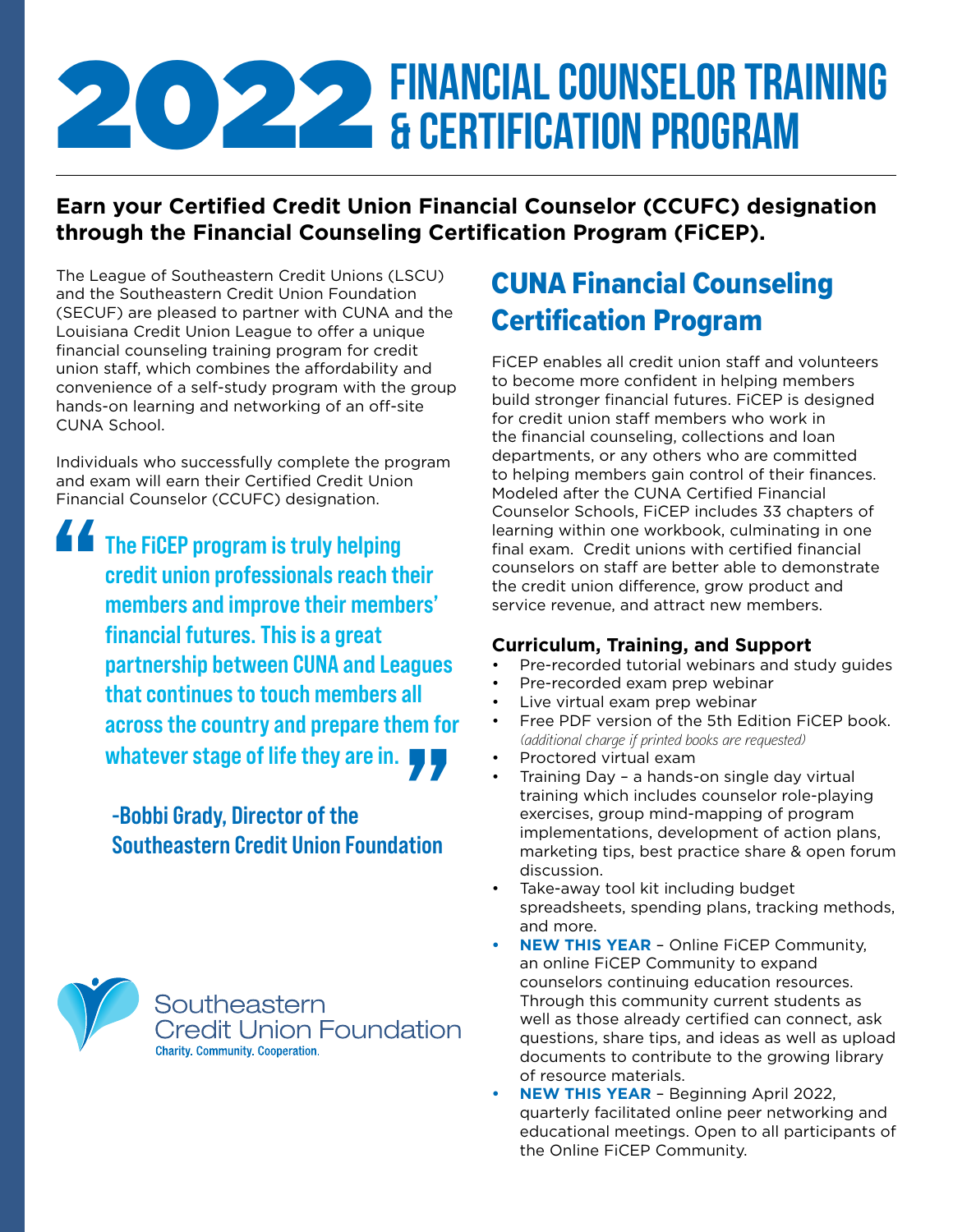# 2022 FINANCIAL COUNSELOR TRAINING & CERTIFICATION PROGRAM

**Earn your Certified Credit Union Financial Counselor (CCUFC) designation through the Financial Counseling Certification Program (FiCEP).**

The League of Southeastern Credit Unions (LSCU) and the Southeastern Credit Union Foundation (SECUF) are pleased to partner with CUNA and the Louisiana Credit Union League to offer a unique financial counseling training program for credit union staff, which combines the affordability and convenience of a self-study program with the group hands-on learning and networking of an off-site CUNA School.

Individuals who successfully complete the program and exam will earn their Certified Credit Union Financial Counselor (CCUFC) designation.

> "The FiCEP program is truly helping credit union professionals reach their members and improve their members' financial futures. This is a great partnership between CUNA and Leagues that continues to touch members all across the country and prepare them for whatever stage of life they are in."
>
> -Bobbi Grady, Director of the Southeastern Credit Union Foundation

Southeastern Credit Union Foundation
Charity. Community. Cooperation.

## CUNA Financial Counseling Certification Program

FiCEP enables all credit union staff and volunteers to become more confident in helping members build stronger financial futures. FiCEP is designed for credit union staff members who work in the financial counseling, collections and loan departments, or any others who are committed to helping members gain control of their finances. Modeled after the CUNA Certified Financial Counselor Schools, FiCEP includes 33 chapters of learning within one workbook, culminating in one final exam. Credit unions with certified financial counselors on staff are better able to demonstrate the credit union difference, grow product and service revenue, and attract new members.

### Curriculum, Training, and Support

- Pre-recorded tutorial webinars and study guides
- Pre-recorded exam prep webinar
- Live virtual exam prep webinar
- Free PDF version of the 5th Edition FiCEP book. *(additional charge if printed books are requested)*
- Proctored virtual exam
- Training Day – a hands-on single day virtual training which includes counselor role-playing exercises, group mind-mapping of program implementations, development of action plans, marketing tips, best practice share & open forum discussion.
- Take-away tool kit including budget spreadsheets, spending plans, tracking methods, and more.
- **NEW THIS YEAR** – Online FiCEP Community, an online FiCEP Community to expand counselors continuing education resources. Through this community current students as well as those already certified can connect, ask questions, share tips, and ideas as well as upload documents to contribute to the growing library of resource materials.
- **NEW THIS YEAR** – Beginning April 2022, quarterly facilitated online peer networking and educational meetings. Open to all participants of the Online FiCEP Community.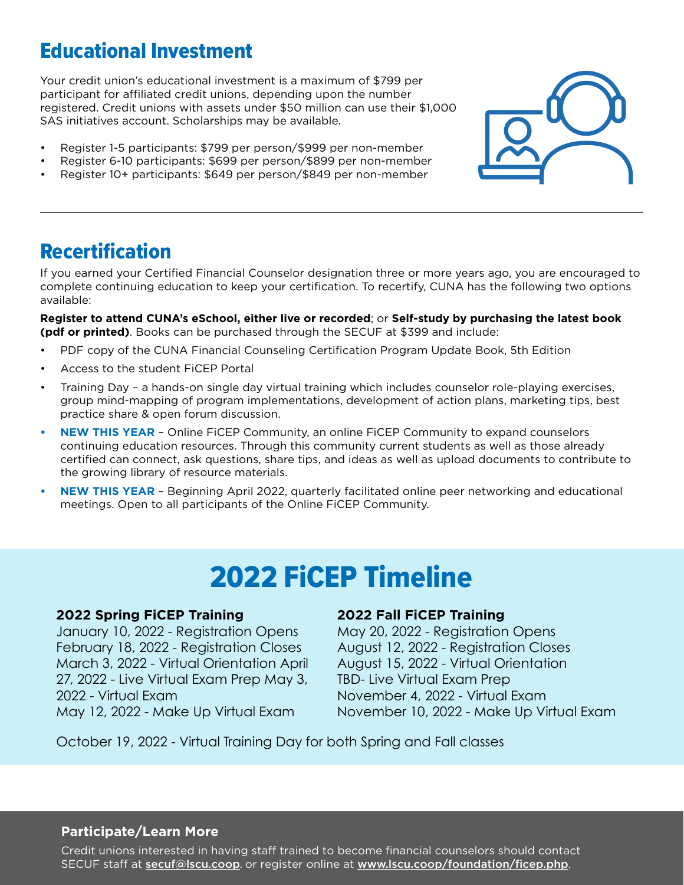## Educational Investment

Your credit union's educational investment is a maximum of $799 per participant for affiliated credit unions, depending upon the number registered. Credit unions with assets under $50 million can use their $1,000 SAS initiatives account. Scholarships may be available.

- Register 1-5 participants: $799 per person/$999 per non-member
- Register 6-10 participants: $699 per person/$899 per non-member
- Register 10+ participants: $649 per person/$849 per non-member

---

## Recertification

If you earned your Certified Financial Counselor designation three or more years ago, you are encouraged to complete continuing education to keep your certification. To recertify, CUNA has the following two options available:

**Register to attend CUNA's eSchool, either live or recorded**; or **Self-study by purchasing the latest book (pdf or printed)**. Books can be purchased through the SECUF at $399 and include:

- PDF copy of the CUNA Financial Counseling Certification Program Update Book, 5th Edition
- Access to the student FiCEP Portal
- Training Day – a hands-on single day virtual training which includes counselor role-playing exercises, group mind-mapping of program implementations, development of action plans, marketing tips, best practice share & open forum discussion.
- **NEW THIS YEAR** – Online FiCEP Community, an online FiCEP Community to expand counselors continuing education resources. Through this community current students as well as those already certified can connect, ask questions, share tips, and ideas as well as upload documents to contribute to the growing library of resource materials.
- **NEW THIS YEAR** – Beginning April 2022, quarterly facilitated online peer networking and educational meetings. Open to all participants of the Online FiCEP Community.

# 2022 FiCEP Timeline

**2022 Spring FiCEP Training**

January 10, 2022 - Registration Opens
February 18, 2022 - Registration Closes
March 3, 2022 - Virtual Orientation
April 27, 2022 - Live Virtual Exam Prep
May 3, 2022 - Virtual Exam
May 12, 2022 - Make Up Virtual Exam

**2022 Fall FiCEP Training**

May 20, 2022 - Registration Opens
August 12, 2022 - Registration Closes
August 15, 2022 - Virtual Orientation
TBD- Live Virtual Exam Prep
November 4, 2022 - Virtual Exam
November 10, 2022 - Make Up Virtual Exam

October 19, 2022 - Virtual Training Day for both Spring and Fall classes

**Participate/Learn More**

Credit unions interested in having staff trained to become financial counselors should contact SECUF staff at secuf@lscu.coop. or register online at www.lscu.coop/foundation/ficep.php.